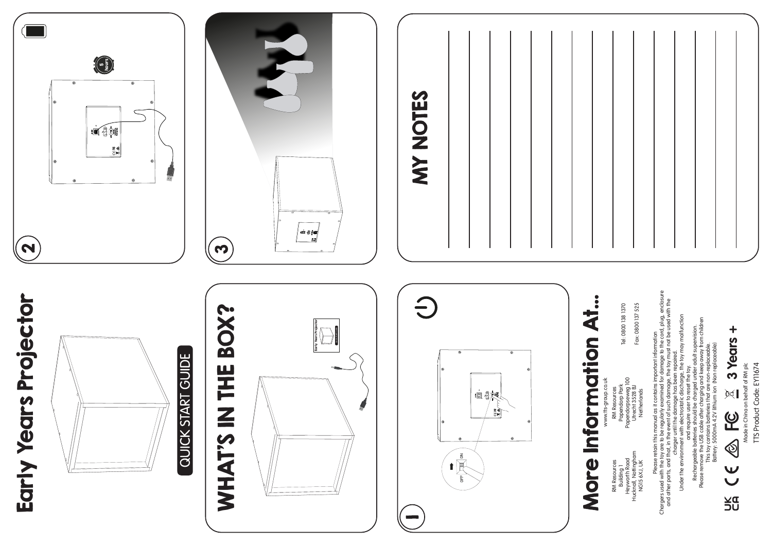# Early Years Projector

QUICK START GUIDE

## WHAT'S IN THE BOX?

Early Years Projector

QUICK START GUIDE

1

OFF ON

2

5 hours

3

# More Information At...

www.tts-group.co.uk

RM Resources
Building 1
Heyworth Road
Hucknall, Nottingham
NG15 6XJ, UK

RM Resources
Papendorp Park
Papendorpseweg 100
Utrecht 3528 BJ
Netherlands

Tel: 0800 138 1370

Fax: 0800 137 525

Please retain this manual as it contains important information.
Chargers used with the toy are to be regularly examined for damage to the cord, plug, enclosure and other parts, and that, in the event of such damage, the toy must not be used with the charger until the damage has been repaired.
Under the environment with electrostatic discharge, the toy may malfunction and require user to reset the toy.
Rechargeable batteries should be charged under adult supervision.
Please remove the USB cable after charging and keep away from children.
This toy contains batteries that are non-replaceable.
Battery: 5000mA 4.2V lithium ion (Non replaceable)

UKCA CE FC 3 Years +

Made in China on behalf of RM plc

TTS Product Code: EY11674

# MY NOTES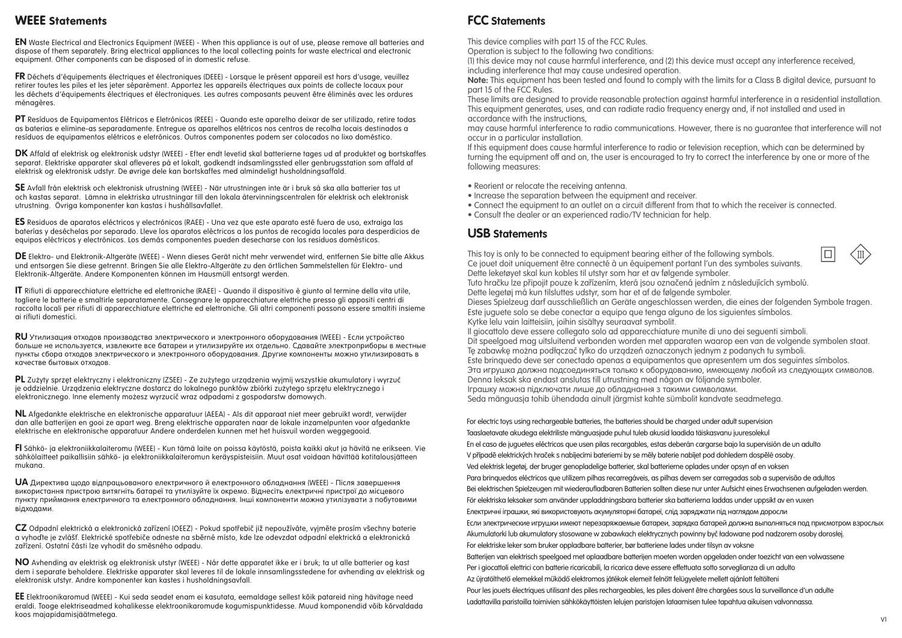## WEEE Statements

**EN** Waste Electrical and Electronics Equipment (WEEE) - When this appliance is out of use, please remove all batteries and dispose of them separately. Bring electrical appliances to the local collecting points for waste electrical and electronic equipment. Other components can be disposed of in domestic refuse.

**FR** Déchets d'équipements électriques et électroniques (DEEE) - Lorsque le présent appareil est hors d'usage, veuillez retirer toutes les piles et les jeter séparément. Apportez les appareils électriques aux points de collecte locaux pour les déchets d'équipements électriques et électroniques. Les autres composants peuvent être éliminés avec les ordures ménagères.

**PT** Resíduos de Equipamentos Elétricos e Eletrônicos (REEE) - Quando este aparelho deixar de ser utilizado, retire todas as baterias e elimine-as separadamente. Entregue os aparelhos elétricos nos centros de recolha locais destinados a resíduos de equipamentos elétricos e eletrônicos. Outros componentes podem ser colocados no lixo doméstico.

**DK** Affald af elektrisk og elektronisk udstyr (WEEE) - Efter endt levetid skal batterierne tages ud af produktet og bortskaffes separat. Elektriske apparater skal afleveres på et lokalt, godkendt indsamlingssted eller genbrugsstation som affald af elektrisk og elektronisk udstyr. De øvrige dele kan bortskaffes med almindeligt husholdningsaffald.

**SE** Avfall från elektrisk och elektronisk utrustning (WEEE) - När utrustningen inte är i bruk så ska alla batterier tas ut och kastas separat. Lämna in elektriska utrustningar till den lokala återvinningscentralen för elektrisk och elektronisk utrustning. Övriga komponenter kan kastas i hushållsavfallet.

**ES** Residuos de aparatos eléctricos y electrónicos (RAEE) - Una vez que este aparato esté fuera de uso, extraiga las baterías y deséchelas por separado. Lleve los aparatos eléctricos a los puntos de recogida locales para desperdicios de equipos eléctricos y electrónicos. Los demás componentes pueden desecharse con los residuos domésticos.

**DE** Elektro- und Elektronik-Altgeräte (WEEE) - Wenn dieses Gerät nicht mehr verwendet wird, entfernen Sie bitte alle Akkus und entsorgen Sie diese getrennt. Bringen Sie alle Elektro-Altgeräte zu den örtlichen Sammelstellen für Elektro- und Elektronik-Altgeräte. Andere Komponenten können im Hausmüll entsorgt werden.

**IT** Rifiuti di apparecchiature elettriche ed elettroniche (RAEE) - Quando il dispositivo è giunto al termine della vita utile, togliere le batterie e smaltirle separatamente. Consegnare le apparecchiature elettriche presso gli appositi centri di raccolta locali per rifiuti di apparecchiature elettriche ed elettroniche. Gli altri componenti possono essere smaltiti insieme ai rifiuti domestici.

**RU** Утилизация отходов производства электрического и электронного оборудования (WEEE) - Если устройство больше не используется, извлеките все батареи и утилизируйте их отдельно. Сдавайте электроприборы в местные пункты сбора отходов электрического и электронного оборудования. Другие компоненты можно утилизировать в качестве бытовых отходов.

**PL** Zużyty sprzęt elektryczny i elektroniczny (ZSEE) - Ze zużytego urządzenia wyjmij wszystkie akumulatory i wyrzuć je oddzielnie. Urządzenia elektryczne dostarcz do lokalnego punktów zbiórki zużytego sprzętu elektrycznego i elektronicznego. Inne elementy możesz wyrzucić wraz odpadami z gospodarstw domowych.

**NL** Afgedankte elektrische en elektronische apparatuur (AEEA) - Als dit apparaat niet meer gebruikt wordt, verwijder dan alle batterijen en gooi ze apart weg. Breng elektrische apparaten naar de lokale inzamelpunten voor afgedankte elektrische en elektronische apparatuur Andere onderdelen kunnen met het huisvuil worden weggegooid.

**FI** Sähkö- ja elektroniikkalaiteromu (WEEE) - Kun tämä laite on poissa käytöstä, poista kaikki akut ja hävitä ne erikseen. Vie sähkölaitteet paikallisiin sähkö- ja elektroniikkalaiteromun keräyspisteisiin. Muut osat voidaan hävittää kotitalousjätteen mukana.

**UA** Директива щодо відпрацьованого електричного й електронного обладнання (WEEE) - Після завершення використання пристрою витягніть батареї та утилізуйте їх окремо. Віднесіть електричні пристрої до місцевого пункту приймання електричного та електронного обладнання. Інші компоненти можна утилізувати з побутовими відходами.

**CZ** Odpadní elektrická a elektronická zařízení (OEEZ) - Pokud spotřebič již nepoužíváte, vyjměte prosím všechny baterie a vyhoďte je zvlášť. Elektrické spotřebiče odneste na sběrné místo, kde lze odevzdat odpadní elektrická a elektronická zařízení. Ostatní části lze vyhodit do směsného odpadu.

**NO** Avhending av elektrisk og elektronisk utstyr (WEEE) - Når dette apparatet ikke er i bruk; ta ut alle batterier og kast dem i separate beholdere. Elektriske apparater skal leveres til de lokale innsamlingsstedene for avhending av elektrisk og elektronisk utstyr. Andre komponenter kan kastes i husholdningsavfall.

**EE** Elektroonikaromud (WEEE) - Kui seda seadet enam ei kasutata, eemaldage sellest kõik patareid ning hävitage need eraldi. Tooge elektriseadmed kohalikesse elektroonikaromude kogumispunktidesse. Muud komponendid võib kõrvaldada koos majapidamisjäätmetega.

## FCC Statements

This device complies with part 15 of the FCC Rules.
Operation is subject to the following two conditions:
(1) this device may not cause harmful interference, and (2) this device must accept any interference received, including interference that may cause undesired operation.
**Note:** This equipment has been tested and found to comply with the limits for a Class B digital device, pursuant to part 15 of the FCC Rules.
These limits are designed to provide reasonable protection against harmful interference in a residential installation. This equipment generates, uses, and can radiate radio frequency energy and, if not installed and used in accordance with the instructions,
may cause harmful interference to radio communications. However, there is no guarantee that interference will not occur in a particular installation.
If this equipment does cause harmful interference to radio or television reception, which can be determined by turning the equipment off and on, the user is encouraged to try to correct the interference by one or more of the following measures:

- Reorient or relocate the receiving antenna.
- Increase the separation between the equipment and receiver.
- Connect the equipment to an outlet on a circuit different from that to which the receiver is connected.
- Consult the dealer or an experienced radio/TV technician for help.

## USB Statements

This toy is only to be connected to equipment bearing either of the following symbols.
Ce jouet doit uniquement être connecté à un équipement portant l'un des symboles suivants.
Dette leketøyet kan kun kobles til utstyr som har et av følgende symboler.
Tuto hračku lze připojit pouze k zařízením, která jsou označená jedním z následujících symbolů.
Dette legetøj må kun tilsluttes udstyr, som har et af de følgende symboler.
Dieses Spielzeug darf ausschließlich an Geräte angeschlossen werden, die eines der folgenden Symbole tragen.
Este juguete solo se debe conectar a equipo que tenga alguno de los siguientes símbolos.
Kytke lelu vain laitteisiin, joihin sisältyy seuraavat symbolit.
Il giocattolo deve essere collegato solo ad apparecchiature munite di uno dei seguenti simboli.
Dit speelgoed mag uitsluitend verbonden worden met apparaten waarop een van de volgende symbolen staat.
Tę zabawkę można podłączać tylko do urządzeń oznaczonych jednym z podanych tu symboli.
Este brinquedo deve ser conectado apenas a equipamentos que apresentem um dos seguintes símbolos.
Эта игрушка должна подсоединяться только к оборудованию, имеющему любой из следующих символов.
Denna leksak ska endast anslutas till utrustning med någon av följande symboler.
Іграшку можна підключати лише до обладнання з такими символами.
Seda mänguasja tohib ühendada ainult järgmist kahte sümbolit kandvate seadmetega.

For electric toys using rechargeable batteries, the batteries should be charged under adult supervision
Taaslaetavate akudega elektriliste mänguasjade puhul tuleb akusid laadida täiskasvanu juuresolekul
En el caso de juguetes eléctricos que usen pilas recargables, estas deberán cargarse bajo la supervisión de un adulto
V případě elektrických hraček s nabíjecími bateriemi by se měly baterie nabíjet pod dohledem dospělé osoby.
Ved elektrisk legetøj, der bruger genopladelige batterier, skal batterierne oplades under opsyn af en voksen
Para brinquedos elétricos que utilizem pilhas recarregáveis, as pilhas devem ser carregadas sob a supervisão de adultos
Bei elektrischen Spielzeugen mit wiederaufladbaren Batterien sollten diese nur unter Aufsicht eines Erwachsenen aufgeladen werden.
För elektriska leksaker som använder uppladdningsbara batterier ska batterierna laddas under uppsikt av en vuxen
Електричні іграшки, які використовують акумуляторні батареї, слід заряджати під наглядом дорослих
Если электрические игрушки имеют перезаряжаемые батареи, зарядка батарей должна выполняться под присмотром взрослых
Akumulatorki lub akumulatory stosowane w zabawkach elektrycznych powinny być ładowane pod nadzorem osoby dorosłej.
For elektriske leker som bruker oppladbare batterier, bør batteriene lades under tilsyn av voksne
Batterijen van elektrisch speelgoed met oplaadbare batterijen moeten worden opgeladen onder toezicht van een volwassene
Per i giocattoli elettrici con batterie ricaricabili, la ricarica deve essere effettuata sotto sorveglianza di un adulto
Az újratölthető elemekkel működő elektromos játékok elemeit felnőtt felügyelete mellett ajánlott feltölteni
Pour les jouets électriques utilisant des piles rechargeables, les piles doivent être chargées sous la surveillance d'un adulte
Ladattavilla paristoilla toimivien sähkökäyttöisten lelujen paristojen lataamisen tulee tapahtua aikuisen valvonnassa.